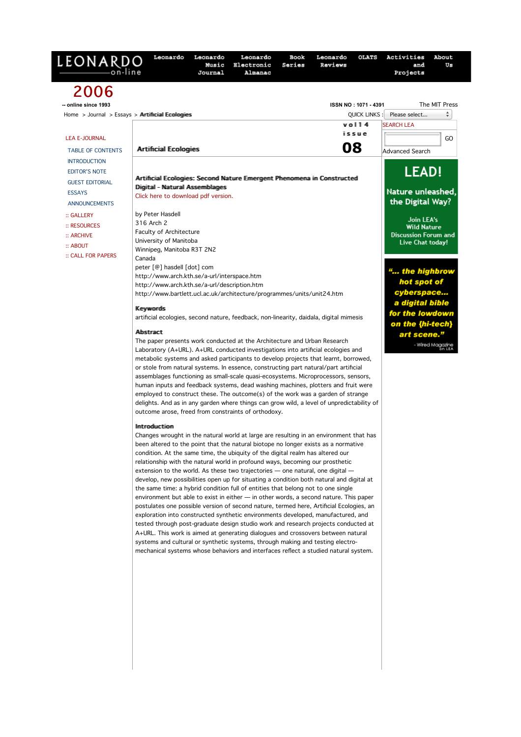# Artificial Ecologies

## Artificial Ecologies: Second Nature Emergent Phenomena in Constructed Digital – Natural Assemblages

Click here to download pdf version.

by Peter Hasdell
316 Arch 2
Faculty of Architecture
University of Manitoba
Winnipeg, Manitoba R3T 2N2
Canada
peter [@] hasdell [dot] com
http://www.arch.kth.se/a-url/interspace.htm
http://www.arch.kth.se/a-url/description.htm
http://www.bartlett.ucl.ac.uk/architecture/programmes/units/unit24.htm

### Keywords

artificial ecologies, second nature, feedback, non-linearity, daidala, digital mimesis

### Abstract

The paper presents work conducted at the Architecture and Urban Research Laboratory (A+URL). A+URL conducted investigations into artificial ecologies and metabolic systems and asked participants to develop projects that learnt, borrowed, or stole from natural systems. In essence, constructing part natural/part artificial assemblages functioning as small-scale quasi-ecosystems. Microprocessors, sensors, human inputs and feedback systems, dead washing machines, plotters and fruit were employed to construct these. The outcome(s) of the work was a garden of strange delights. And as in any garden where things can grow wild, a level of unpredictability of outcome arose, freed from constraints of orthodoxy.

### Introduction

Changes wrought in the natural world at large are resulting in an environment that has been altered to the point that the natural biotope no longer exists as a normative condition. At the same time, the ubiquity of the digital realm has altered our relationship with the natural world in profound ways, becoming our prosthetic extension to the world. As these two trajectories — one natural, one digital — develop, new possibilities open up for situating a condition both natural and digital at the same time: a hybrid condition full of entities that belong not to one single environment but able to exist in either — in other words, a second nature. This paper postulates one possible version of second nature, termed here, Artificial Ecologies, an exploration into constructed synthetic environments developed, manufactured, and tested through post-graduate design studio work and research projects conducted at A+URL. This work is aimed at generating dialogues and crossovers between natural systems and cultural or synthetic systems, through making and testing electro-mechanical systems whose behaviors and interfaces reflect a studied natural system.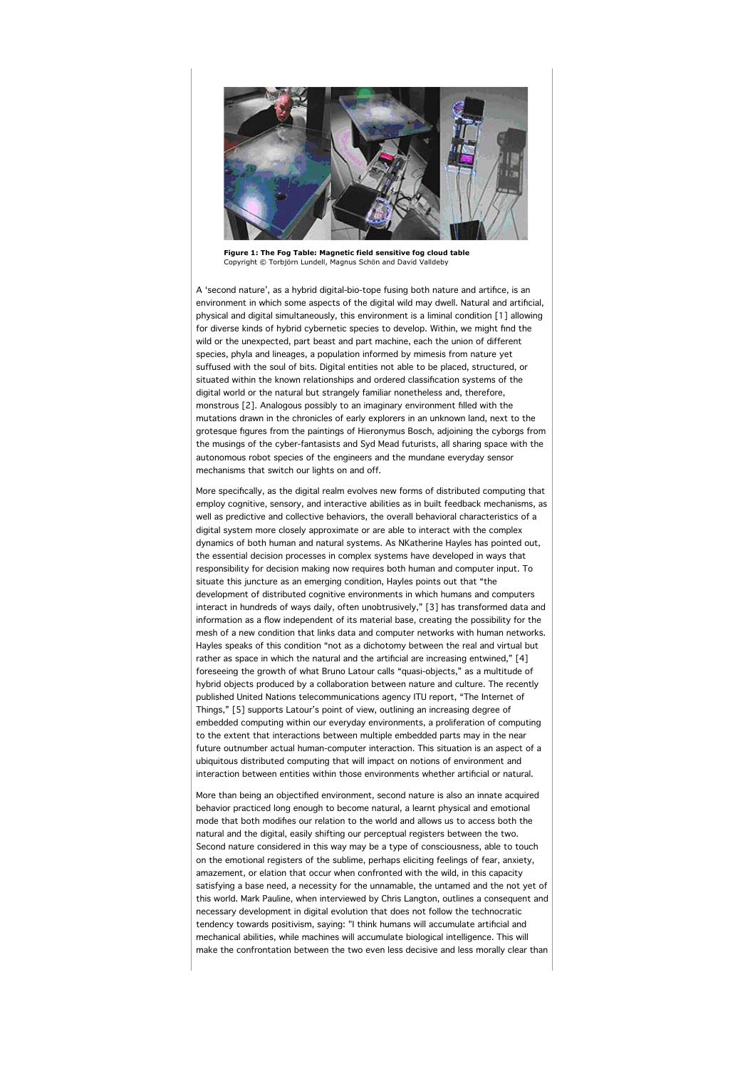**Figure 1: The Fog Table: Magnetic field sensitive fog cloud table**
Copyright © Torbjörn Lundell, Magnus Schön and David Valldeby

A 'second nature', as a hybrid digital-bio-tope fusing both nature and artifice, is an environment in which some aspects of the digital wild may dwell. Natural and artificial, physical and digital simultaneously, this environment is a liminal condition [1] allowing for diverse kinds of hybrid cybernetic species to develop. Within, we might find the wild or the unexpected, part beast and part machine, each the union of different species, phyla and lineages, a population informed by mimesis from nature yet suffused with the soul of bits. Digital entities not able to be placed, structured, or situated within the known relationships and ordered classification systems of the digital world or the natural but strangely familiar nonetheless and, therefore, monstrous [2]. Analogous possibly to an imaginary environment filled with the mutations drawn in the chronicles of early explorers in an unknown land, next to the grotesque figures from the paintings of Hieronymus Bosch, adjoining the cyborgs from the musings of the cyber-fantasists and Syd Mead futurists, all sharing space with the autonomous robot species of the engineers and the mundane everyday sensor mechanisms that switch our lights on and off.

More specifically, as the digital realm evolves new forms of distributed computing that employ cognitive, sensory, and interactive abilities as in built feedback mechanisms, as well as predictive and collective behaviors, the overall behavioral characteristics of a digital system more closely approximate or are able to interact with the complex dynamics of both human and natural systems. As NKatherine Hayles has pointed out, the essential decision processes in complex systems have developed in ways that responsibility for decision making now requires both human and computer input. To situate this juncture as an emerging condition, Hayles points out that "the development of distributed cognitive environments in which humans and computers interact in hundreds of ways daily, often unobtrusively," [3] has transformed data and information as a flow independent of its material base, creating the possibility for the mesh of a new condition that links data and computer networks with human networks. Hayles speaks of this condition "not as a dichotomy between the real and virtual but rather as space in which the natural and the artificial are increasing entwined," [4] foreseeing the growth of what Bruno Latour calls "quasi-objects," as a multitude of hybrid objects produced by a collaboration between nature and culture. The recently published United Nations telecommunications agency ITU report, "The Internet of Things," [5] supports Latour's point of view, outlining an increasing degree of embedded computing within our everyday environments, a proliferation of computing to the extent that interactions between multiple embedded parts may in the near future outnumber actual human-computer interaction. This situation is an aspect of a ubiquitous distributed computing that will impact on notions of environment and interaction between entities within those environments whether artificial or natural.

More than being an objectified environment, second nature is also an innate acquired behavior practiced long enough to become natural, a learnt physical and emotional mode that both modifies our relation to the world and allows us to access both the natural and the digital, easily shifting our perceptual registers between the two. Second nature considered in this way may be a type of consciousness, able to touch on the emotional registers of the sublime, perhaps eliciting feelings of fear, anxiety, amazement, or elation that occur when confronted with the wild, in this capacity satisfying a base need, a necessity for the unnamable, the untamed and the not yet of this world. Mark Pauline, when interviewed by Chris Langton, outlines a consequent and necessary development in digital evolution that does not follow the technocratic tendency towards positivism, saying: "I think humans will accumulate artificial and mechanical abilities, while machines will accumulate biological intelligence. This will make the confrontation between the two even less decisive and less morally clear than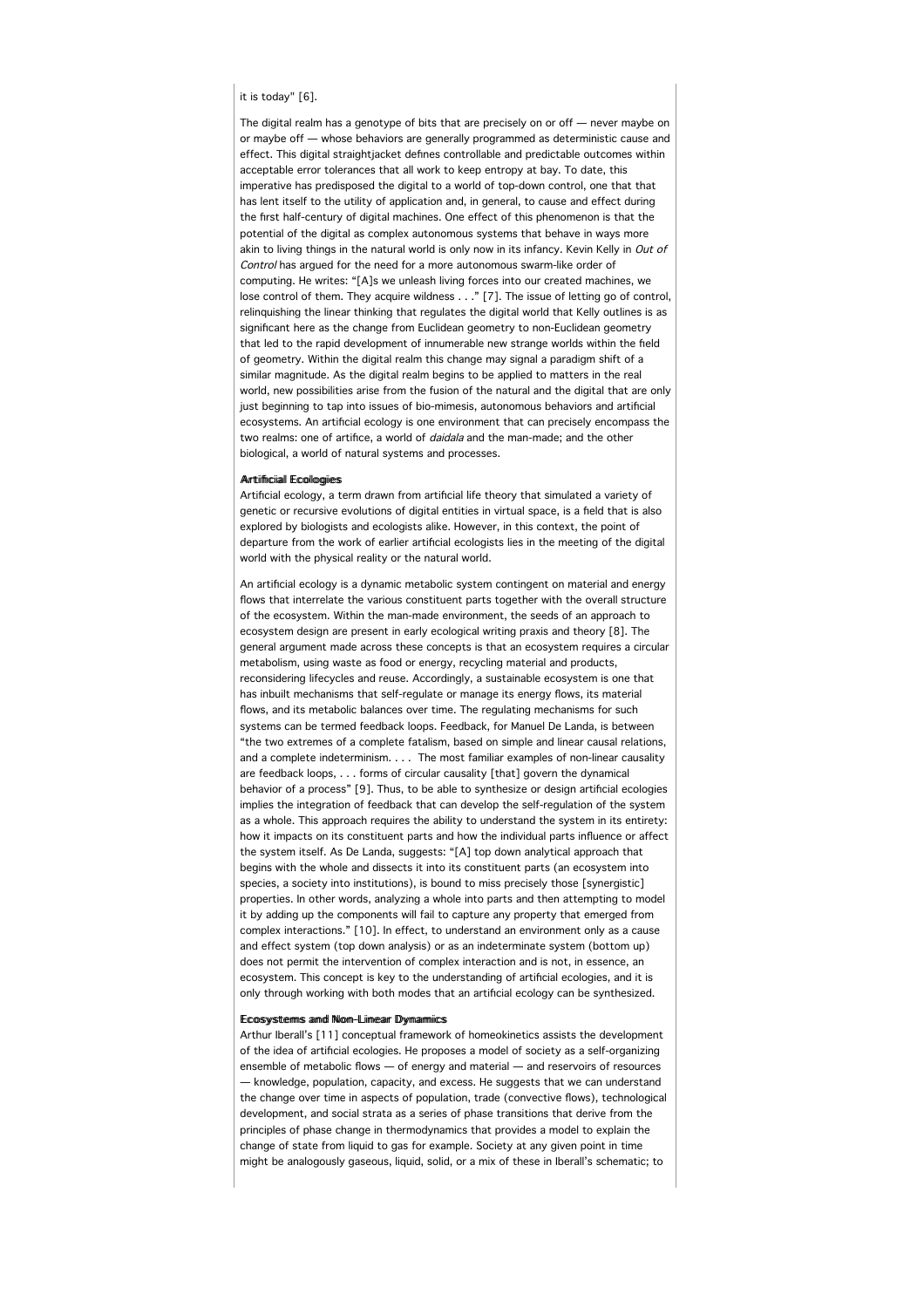it is today" [6].

The digital realm has a genotype of bits that are precisely on or off — never maybe on or maybe off — whose behaviors are generally programmed as deterministic cause and effect. This digital straightjacket defines controllable and predictable outcomes within acceptable error tolerances that all work to keep entropy at bay. To date, this imperative has predisposed the digital to a world of top-down control, one that that has lent itself to the utility of application and, in general, to cause and effect during the first half-century of digital machines. One effect of this phenomenon is that the potential of the digital as complex autonomous systems that behave in ways more akin to living things in the natural world is only now in its infancy. Kevin Kelly in *Out of Control* has argued for the need for a more autonomous swarm-like order of computing. He writes: "[A]s we unleash living forces into our created machines, we lose control of them. They acquire wildness . . ." [7]. The issue of letting go of control, relinquishing the linear thinking that regulates the digital world that Kelly outlines is as significant here as the change from Euclidean geometry to non-Euclidean geometry that led to the rapid development of innumerable new strange worlds within the field of geometry. Within the digital realm this change may signal a paradigm shift of a similar magnitude. As the digital realm begins to be applied to matters in the real world, new possibilities arise from the fusion of the natural and the digital that are only just beginning to tap into issues of bio-mimesis, autonomous behaviors and artificial ecosystems. An artificial ecology is one environment that can precisely encompass the two realms: one of artifice, a world of *daidala* and the man-made; and the other biological, a world of natural systems and processes.

**Artificial Ecologies**

Artificial ecology, a term drawn from artificial life theory that simulated a variety of genetic or recursive evolutions of digital entities in virtual space, is a field that is also explored by biologists and ecologists alike. However, in this context, the point of departure from the work of earlier artificial ecologists lies in the meeting of the digital world with the physical reality or the natural world.

An artificial ecology is a dynamic metabolic system contingent on material and energy flows that interrelate the various constituent parts together with the overall structure of the ecosystem. Within the man-made environment, the seeds of an approach to ecosystem design are present in early ecological writing praxis and theory [8]. The general argument made across these concepts is that an ecosystem requires a circular metabolism, using waste as food or energy, recycling material and products, reconsidering lifecycles and reuse. Accordingly, a sustainable ecosystem is one that has inbuilt mechanisms that self-regulate or manage its energy flows, its material flows, and its metabolic balances over time. The regulating mechanisms for such systems can be termed feedback loops. Feedback, for Manuel De Landa, is between "the two extremes of a complete fatalism, based on simple and linear causal relations, and a complete indeterminism. . . . The most familiar examples of non-linear causality are feedback loops, . . . forms of circular causality [that] govern the dynamical behavior of a process" [9]. Thus, to be able to synthesize or design artificial ecologies implies the integration of feedback that can develop the self-regulation of the system as a whole. This approach requires the ability to understand the system in its entirety: how it impacts on its constituent parts and how the individual parts influence or affect the system itself. As De Landa, suggests: "[A] top down analytical approach that begins with the whole and dissects it into its constituent parts (an ecosystem into species, a society into institutions), is bound to miss precisely those [synergistic] properties. In other words, analyzing a whole into parts and then attempting to model it by adding up the components will fail to capture any property that emerged from complex interactions." [10]. In effect, to understand an environment only as a cause and effect system (top down analysis) or as an indeterminate system (bottom up) does not permit the intervention of complex interaction and is not, in essence, an ecosystem. This concept is key to the understanding of artificial ecologies, and it is only through working with both modes that an artificial ecology can be synthesized.

**Ecosystems and Non-Linear Dynamics**

Arthur Iberall's [11] conceptual framework of homeokinetics assists the development of the idea of artificial ecologies. He proposes a model of society as a self-organizing ensemble of metabolic flows — of energy and material — and reservoirs of resources — knowledge, population, capacity, and excess. He suggests that we can understand the change over time in aspects of population, trade (convective flows), technological development, and social strata as a series of phase transitions that derive from the principles of phase change in thermodynamics that provides a model to explain the change of state from liquid to gas for example. Society at any given point in time might be analogously gaseous, liquid, solid, or a mix of these in Iberall's schematic; to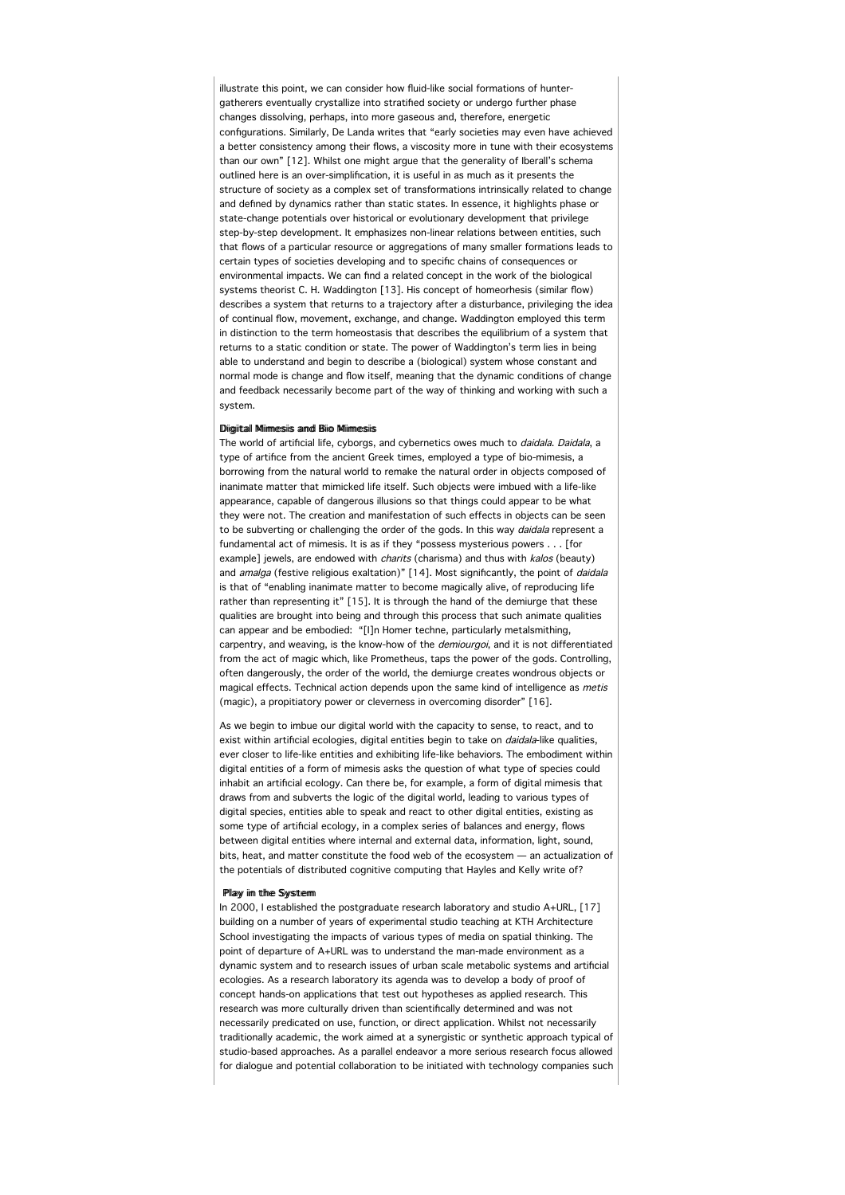illustrate this point, we can consider how fluid-like social formations of hunter-gatherers eventually crystallize into stratified society or undergo further phase changes dissolving, perhaps, into more gaseous and, therefore, energetic configurations. Similarly, De Landa writes that "early societies may even have achieved a better consistency among their flows, a viscosity more in tune with their ecosystems than our own" [12]. Whilst one might argue that the generality of Iberall's schema outlined here is an over-simplification, it is useful in as much as it presents the structure of society as a complex set of transformations intrinsically related to change and defined by dynamics rather than static states. In essence, it highlights phase or state-change potentials over historical or evolutionary development that privilege step-by-step development. It emphasizes non-linear relations between entities, such that flows of a particular resource or aggregations of many smaller formations leads to certain types of societies developing and to specific chains of consequences or environmental impacts. We can find a related concept in the work of the biological systems theorist C. H. Waddington [13]. His concept of homeorhesis (similar flow) describes a system that returns to a trajectory after a disturbance, privileging the idea of continual flow, movement, exchange, and change. Waddington employed this term in distinction to the term homeostasis that describes the equilibrium of a system that returns to a static condition or state. The power of Waddington's term lies in being able to understand and begin to describe a (biological) system whose constant and normal mode is change and flow itself, meaning that the dynamic conditions of change and feedback necessarily become part of the way of thinking and working with such a system.

**Digital Mimesis and Bio Mimesis**

The world of artificial life, cyborgs, and cybernetics owes much to *daidala*. *Daidala*, a type of artifice from the ancient Greek times, employed a type of bio-mimesis, a borrowing from the natural world to remake the natural order in objects composed of inanimate matter that mimicked life itself. Such objects were imbued with a life-like appearance, capable of dangerous illusions so that things could appear to be what they were not. The creation and manifestation of such effects in objects can be seen to be subverting or challenging the order of the gods. In this way *daidala* represent a fundamental act of mimesis. It is as if they "possess mysterious powers . . . [for example] jewels, are endowed with *charits* (charisma) and thus with *kalos* (beauty) and *amalga* (festive religious exaltation)" [14]. Most significantly, the point of *daidala* is that of "enabling inanimate matter to become magically alive, of reproducing life rather than representing it" [15]. It is through the hand of the demiurge that these qualities are brought into being and through this process that such animate qualities can appear and be embodied: "[I]n Homer techne, particularly metalsmithing, carpentry, and weaving, is the know-how of the *demiourgoi*, and it is not differentiated from the act of magic which, like Prometheus, taps the power of the gods. Controlling, often dangerously, the order of the world, the demiurge creates wondrous objects or magical effects. Technical action depends upon the same kind of intelligence as *metis* (magic), a propitiatory power or cleverness in overcoming disorder" [16].

As we begin to imbue our digital world with the capacity to sense, to react, and to exist within artificial ecologies, digital entities begin to take on *daidala*-like qualities, ever closer to life-like entities and exhibiting life-like behaviors. The embodiment within digital entities of a form of mimesis asks the question of what type of species could inhabit an artificial ecology. Can there be, for example, a form of digital mimesis that draws from and subverts the logic of the digital world, leading to various types of digital species, entities able to speak and react to other digital entities, existing as some type of artificial ecology, in a complex series of balances and energy, flows between digital entities where internal and external data, information, light, sound, bits, heat, and matter constitute the food web of the ecosystem — an actualization of the potentials of distributed cognitive computing that Hayles and Kelly write of?

**Play in the System**

In 2000, I established the postgraduate research laboratory and studio A+URL, [17] building on a number of years of experimental studio teaching at KTH Architecture School investigating the impacts of various types of media on spatial thinking. The point of departure of A+URL was to understand the man-made environment as a dynamic system and to research issues of urban scale metabolic systems and artificial ecologies. As a research laboratory its agenda was to develop a body of proof of concept hands-on applications that test out hypotheses as applied research. This research was more culturally driven than scientifically determined and was not necessarily predicated on use, function, or direct application. Whilst not necessarily traditionally academic, the work aimed at a synergistic or synthetic approach typical of studio-based approaches. As a parallel endeavor a more serious research focus allowed for dialogue and potential collaboration to be initiated with technology companies such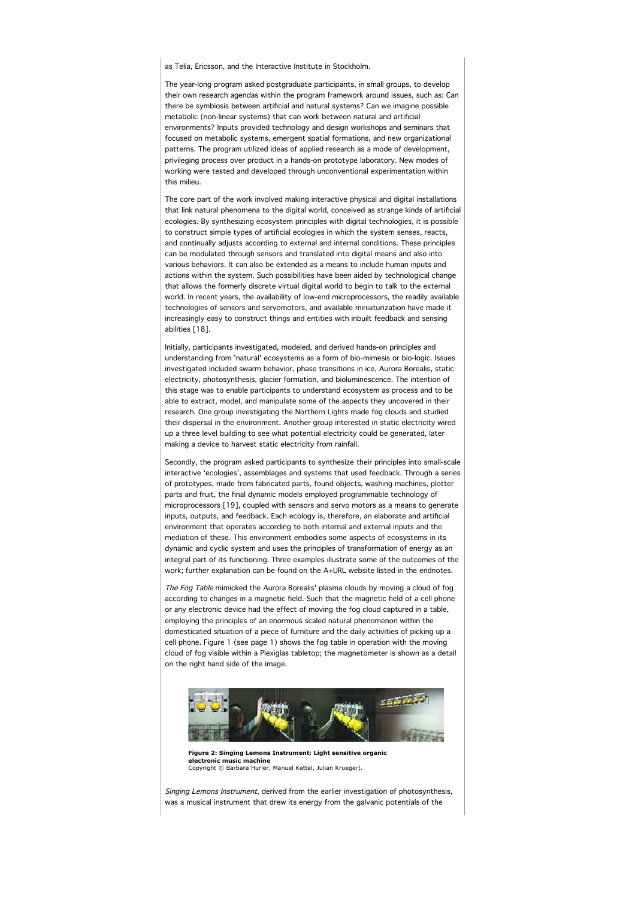as Telia, Ericsson, and the Interactive Institute in Stockholm.

The year-long program asked postgraduate participants, in small groups, to develop their own research agendas within the program framework around issues, such as: Can there be symbiosis between artificial and natural systems? Can we imagine possible metabolic (non-linear systems) that can work between natural and artificial environments? Inputs provided technology and design workshops and seminars that focused on metabolic systems, emergent spatial formations, and new organizational patterns. The program utilized ideas of applied research as a mode of development, privileging process over product in a hands-on prototype laboratory. New modes of working were tested and developed through unconventional experimentation within this milieu.

The core part of the work involved making interactive physical and digital installations that link natural phenomena to the digital world, conceived as strange kinds of artificial ecologies. By synthesizing ecosystem principles with digital technologies, it is possible to construct simple types of artificial ecologies in which the system senses, reacts, and continually adjusts according to external and internal conditions. These principles can be modulated through sensors and translated into digital means and also into various behaviors. It can also be extended as a means to include human inputs and actions within the system. Such possibilities have been aided by technological change that allows the formerly discrete virtual digital world to begin to talk to the external world. In recent years, the availability of low-end microprocessors, the readily available technologies of sensors and servomotors, and available miniaturization have made it increasingly easy to construct things and entities with inbuilt feedback and sensing abilities [18].

Initially, participants investigated, modeled, and derived hands-on principles and understanding from 'natural' ecosystems as a form of bio-mimesis or bio-logic. Issues investigated included swarm behavior, phase transitions in ice, Aurora Borealis, static electricity, photosynthesis, glacier formation, and bioluminescence. The intention of this stage was to enable participants to understand ecosystem as process and to be able to extract, model, and manipulate some of the aspects they uncovered in their research. One group investigating the Northern Lights made fog clouds and studied their dispersal in the environment. Another group interested in static electricity wired up a three level building to see what potential electricity could be generated, later making a device to harvest static electricity from rainfall.

Secondly, the program asked participants to synthesize their principles into small-scale interactive 'ecologies', assemblages and systems that used feedback. Through a series of prototypes, made from fabricated parts, found objects, washing machines, plotter parts and fruit, the final dynamic models employed programmable technology of microprocessors [19], coupled with sensors and servo motors as a means to generate inputs, outputs, and feedback. Each ecology is, therefore, an elaborate and artificial environment that operates according to both internal and external inputs and the mediation of these. This environment embodies some aspects of ecosystems in its dynamic and cyclic system and uses the principles of transformation of energy as an integral part of its functioning. Three examples illustrate some of the outcomes of the work; further explanation can be found on the A+URL website listed in the endnotes.

*The Fog Table* mimicked the Aurora Borealis' plasma clouds by moving a cloud of fog according to changes in a magnetic field. Such that the magnetic field of a cell phone or any electronic device had the effect of moving the fog cloud captured in a table, employing the principles of an enormous scaled natural phenomenon within the domesticated situation of a piece of furniture and the daily activities of picking up a cell phone. Figure 1 (see page 1) shows the fog table in operation with the moving cloud of fog visible within a Plexiglas tabletop; the magnetometer is shown as a detail on the right hand side of the image.

**Figure 2: Singing Lemons Instrument: Light sensitive organic electronic music machine**
Copyright © Barbara Hurler, Manuel Kettel, Julian Krueger).

*Singing Lemons Instrument*, derived from the earlier investigation of photosynthesis, was a musical instrument that drew its energy from the galvanic potentials of the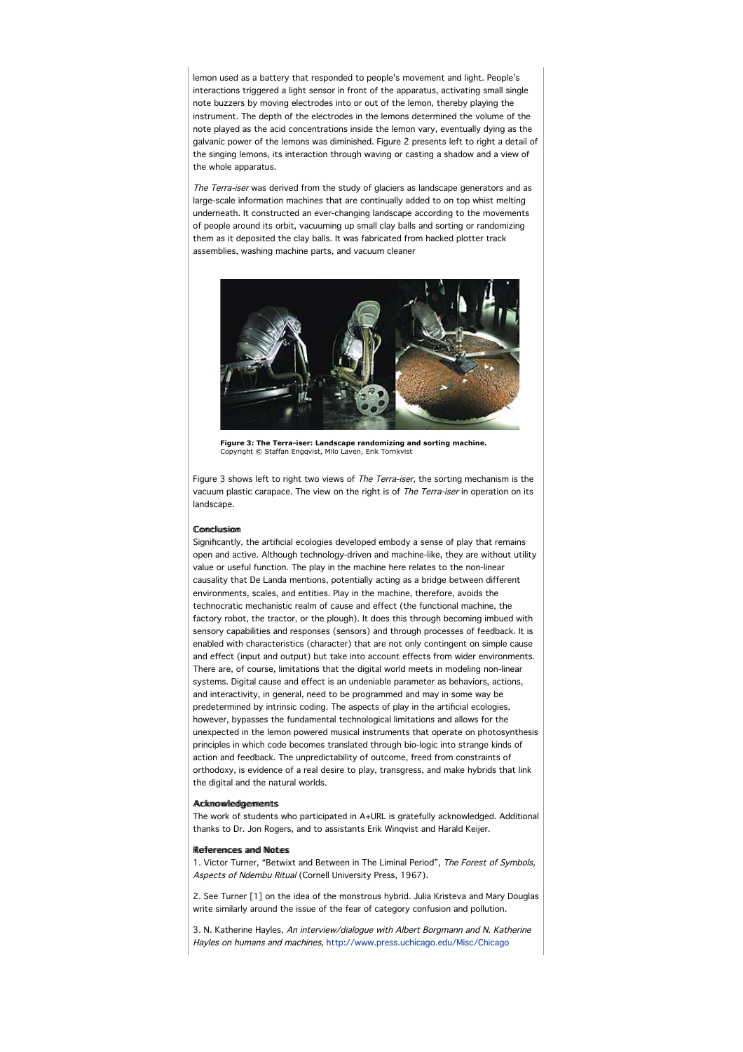lemon used as a battery that responded to people's movement and light. People's interactions triggered a light sensor in front of the apparatus, activating small single note buzzers by moving electrodes into or out of the lemon, thereby playing the instrument. The depth of the electrodes in the lemons determined the volume of the note played as the acid concentrations inside the lemon vary, eventually dying as the galvanic power of the lemons was diminished. Figure 2 presents left to right a detail of the singing lemons, its interaction through waving or casting a shadow and a view of the whole apparatus.

*The Terra-iser* was derived from the study of glaciers as landscape generators and as large-scale information machines that are continually added to on top whist melting underneath. It constructed an ever-changing landscape according to the movements of people around its orbit, vacuuming up small clay balls and sorting or randomizing them as it deposited the clay balls. It was fabricated from hacked plotter track assemblies, washing machine parts, and vacuum cleaner

**Figure 3: The Terra-iser: Landscape randomizing and sorting machine.**
Copyright © Staffan Engqvist, Milo Laven, Erik Tornkvist

Figure 3 shows left to right two views of *The Terra-iser*, the sorting mechanism is the vacuum plastic carapace. The view on the right is of *The Terra-iser* in operation on its landscape.

### Conclusion

Significantly, the artificial ecologies developed embody a sense of play that remains open and active. Although technology-driven and machine-like, they are without utility value or useful function. The play in the machine here relates to the non-linear causality that De Landa mentions, potentially acting as a bridge between different environments, scales, and entities. Play in the machine, therefore, avoids the technocratic mechanistic realm of cause and effect (the functional machine, the factory robot, the tractor, or the plough). It does this through becoming imbued with sensory capabilities and responses (sensors) and through processes of feedback. It is enabled with characteristics (character) that are not only contingent on simple cause and effect (input and output) but take into account effects from wider environments. There are, of course, limitations that the digital world meets in modeling non-linear systems. Digital cause and effect is an undeniable parameter as behaviors, actions, and interactivity, in general, need to be programmed and may in some way be predetermined by intrinsic coding. The aspects of play in the artificial ecologies, however, bypasses the fundamental technological limitations and allows for the unexpected in the lemon powered musical instruments that operate on photosynthesis principles in which code becomes translated through bio-logic into strange kinds of action and feedback. The unpredictability of outcome, freed from constraints of orthodoxy, is evidence of a real desire to play, transgress, and make hybrids that link the digital and the natural worlds.

### Acknowledgements

The work of students who participated in A+URL is gratefully acknowledged. Additional thanks to Dr. Jon Rogers, and to assistants Erik Winqvist and Harald Keijer.

### References and Notes

1. Victor Turner, "Betwixt and Between in The Liminal Period", *The Forest of Symbols, Aspects of Ndembu Ritual* (Cornell University Press, 1967).

2. See Turner [1] on the idea of the monstrous hybrid. Julia Kristeva and Mary Douglas write similarly around the issue of the fear of category confusion and pollution.

3. N. Katherine Hayles, *An interview/dialogue with Albert Borgmann and N. Katherine Hayles on humans and machines*, http://www.press.uchicago.edu/Misc/Chicago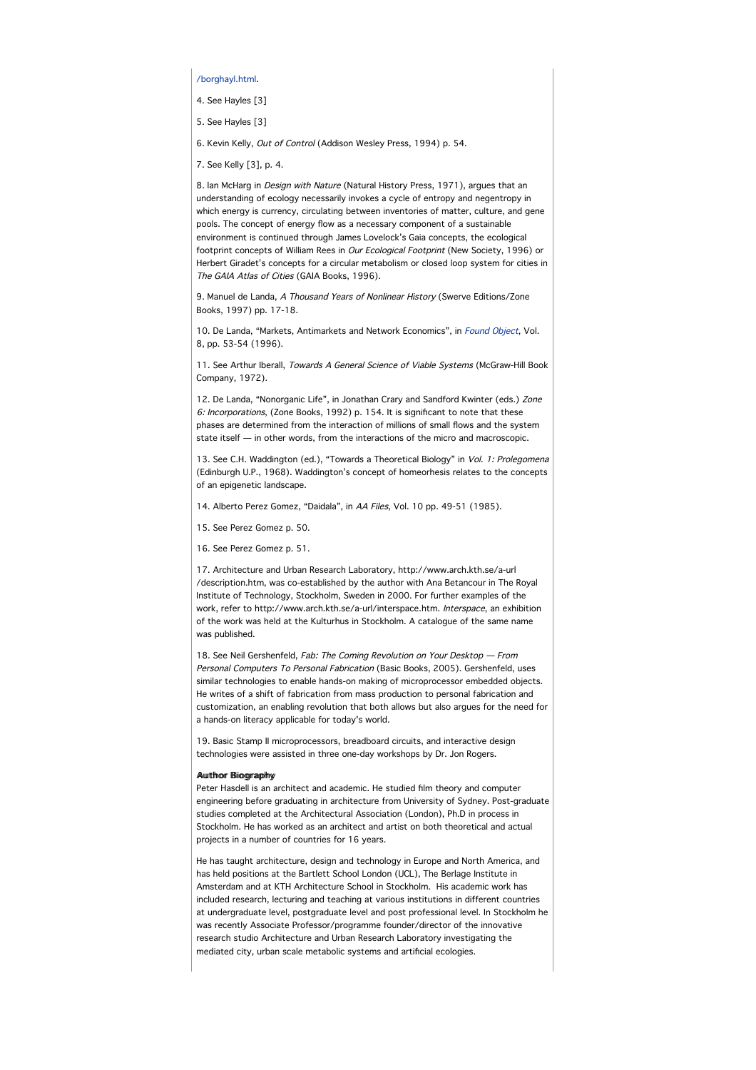/borghayl.html.

4. See Hayles [3]

5. See Hayles [3]

6. Kevin Kelly, *Out of Control* (Addison Wesley Press, 1994) p. 54.

7. See Kelly [3], p. 4.

8. Ian McHarg in *Design with Nature* (Natural History Press, 1971), argues that an understanding of ecology necessarily invokes a cycle of entropy and negentropy in which energy is currency, circulating between inventories of matter, culture, and gene pools. The concept of energy flow as a necessary component of a sustainable environment is continued through James Lovelock's Gaia concepts, the ecological footprint concepts of William Rees in *Our Ecological Footprint* (New Society, 1996) or Herbert Giradet's concepts for a circular metabolism or closed loop system for cities in *The GAIA Atlas of Cities* (GAIA Books, 1996).

9. Manuel de Landa, *A Thousand Years of Nonlinear History* (Swerve Editions/Zone Books, 1997) pp. 17-18.

10. De Landa, "Markets, Antimarkets and Network Economics", in *Found Object*, Vol. 8, pp. 53-54 (1996).

11. See Arthur Iberall, *Towards A General Science of Viable Systems* (McGraw-Hill Book Company, 1972).

12. De Landa, "Nonorganic Life", in Jonathan Crary and Sandford Kwinter (eds.) *Zone 6: Incorporations*, (Zone Books, 1992) p. 154. It is significant to note that these phases are determined from the interaction of millions of small flows and the system state itself — in other words, from the interactions of the micro and macroscopic.

13. See C.H. Waddington (ed.), "Towards a Theoretical Biology" in *Vol. 1: Prolegomena* (Edinburgh U.P., 1968). Waddington's concept of homeorhesis relates to the concepts of an epigenetic landscape.

14. Alberto Perez Gomez, "Daidala", in *AA Files*, Vol. 10 pp. 49-51 (1985).

15. See Perez Gomez p. 50.

16. See Perez Gomez p. 51.

17. Architecture and Urban Research Laboratory, http://www.arch.kth.se/a-url/description.htm, was co-established by the author with Ana Betancour in The Royal Institute of Technology, Stockholm, Sweden in 2000. For further examples of the work, refer to http://www.arch.kth.se/a-url/interspace.htm. *Interspace*, an exhibition of the work was held at the Kulturhus in Stockholm. A catalogue of the same name was published.

18. See Neil Gershenfeld, *Fab: The Coming Revolution on Your Desktop — From Personal Computers To Personal Fabrication* (Basic Books, 2005). Gershenfeld, uses similar technologies to enable hands-on making of microprocessor embedded objects. He writes of a shift of fabrication from mass production to personal fabrication and customization, an enabling revolution that both allows but also argues for the need for a hands-on literacy applicable for today's world.

19. Basic Stamp II microprocessors, breadboard circuits, and interactive design technologies were assisted in three one-day workshops by Dr. Jon Rogers.

**Author Biography**

Peter Hasdell is an architect and academic. He studied film theory and computer engineering before graduating in architecture from University of Sydney. Post-graduate studies completed at the Architectural Association (London), Ph.D in process in Stockholm. He has worked as an architect and artist on both theoretical and actual projects in a number of countries for 16 years.

He has taught architecture, design and technology in Europe and North America, and has held positions at the Bartlett School London (UCL), The Berlage Institute in Amsterdam and at KTH Architecture School in Stockholm. His academic work has included research, lecturing and teaching at various institutions in different countries at undergraduate level, postgraduate level and post professional level. In Stockholm he was recently Associate Professor/programme founder/director of the innovative research studio Architecture and Urban Research Laboratory investigating the mediated city, urban scale metabolic systems and artificial ecologies.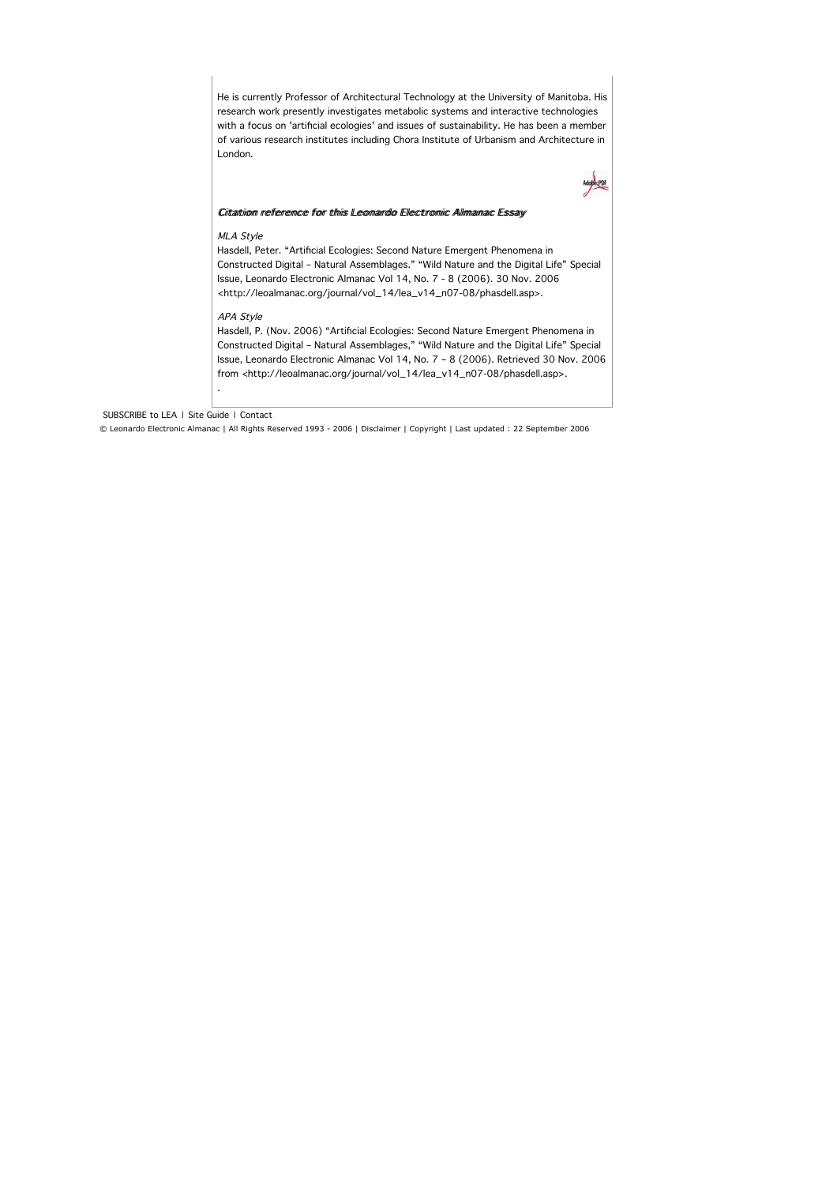He is currently Professor of Architectural Technology at the University of Manitoba. His research work presently investigates metabolic systems and interactive technologies with a focus on 'artificial ecologies' and issues of sustainability. He has been a member of various research institutes including Chora Institute of Urbanism and Architecture in London.

***Citation reference for this Leonardo Electronic Almanac Essay***

*MLA Style*

Hasdell, Peter. "Artificial Ecologies: Second Nature Emergent Phenomena in Constructed Digital – Natural Assemblages." "Wild Nature and the Digital Life" Special Issue, Leonardo Electronic Almanac Vol 14, No. 7 - 8 (2006). 30 Nov. 2006 <http://leoalmanac.org/journal/vol_14/lea_v14_n07-08/phasdell.asp>.

*APA Style*

Hasdell, P. (Nov. 2006) "Artificial Ecologies: Second Nature Emergent Phenomena in Constructed Digital – Natural Assemblages," "Wild Nature and the Digital Life" Special Issue, Leonardo Electronic Almanac Vol 14, No. 7 – 8 (2006). Retrieved 30 Nov. 2006 from <http://leoalmanac.org/journal/vol_14/lea_v14_n07-08/phasdell.asp>.

.

SUBSCRIBE to LEA | Site Guide | Contact

© Leonardo Electronic Almanac | All Rights Reserved 1993 - 2006 | Disclaimer | Copyright | Last updated : 22 September 2006